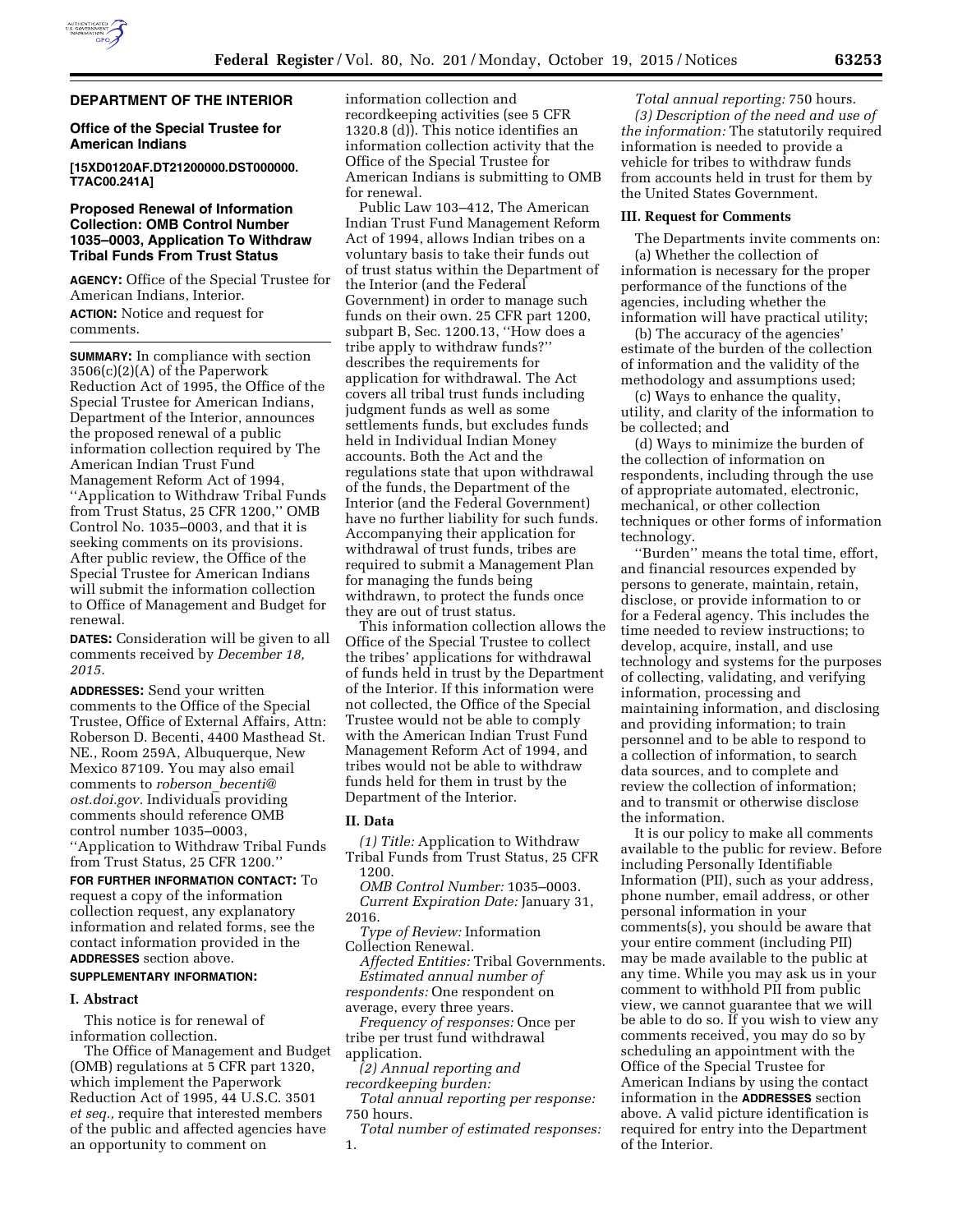## DEPARTMENT OF THE INTERIOR

### Office of the Special Trustee for American Indians

**[15XD0120AF.DT21200000.DST000000.T7AC00.241A]**

### Proposed Renewal of Information Collection: OMB Control Number 1035–0003, Application To Withdraw Tribal Funds From Trust Status

**AGENCY:** Office of the Special Trustee for American Indians, Interior.

**ACTION:** Notice and request for comments.

**SUMMARY:** In compliance with section 3506(c)(2)(A) of the Paperwork Reduction Act of 1995, the Office of the Special Trustee for American Indians, Department of the Interior, announces the proposed renewal of a public information collection required by The American Indian Trust Fund Management Reform Act of 1994, ''Application to Withdraw Tribal Funds from Trust Status, 25 CFR 1200,'' OMB Control No. 1035–0003, and that it is seeking comments on its provisions. After public review, the Office of the Special Trustee for American Indians will submit the information collection to Office of Management and Budget for renewal.

**DATES:** Consideration will be given to all comments received by *December 18, 2015.*

**ADDRESSES:** Send your written comments to the Office of the Special Trustee, Office of External Affairs, Attn: Roberson D. Becenti, 4400 Masthead St. NE., Room 259A, Albuquerque, New Mexico 87109. You may also email comments to *roberson_becenti@ost.doi.gov.* Individuals providing comments should reference OMB control number 1035–0003, ''Application to Withdraw Tribal Funds from Trust Status, 25 CFR 1200.''

**FOR FURTHER INFORMATION CONTACT:** To request a copy of the information collection request, any explanatory information and related forms, see the contact information provided in the **ADDRESSES** section above.

**SUPPLEMENTARY INFORMATION:**

#### I. Abstract

This notice is for renewal of information collection.

The Office of Management and Budget (OMB) regulations at 5 CFR part 1320, which implement the Paperwork Reduction Act of 1995, 44 U.S.C. 3501 *et seq.,* require that interested members of the public and affected agencies have an opportunity to comment on information collection and recordkeeping activities (see 5 CFR 1320.8 (d)). This notice identifies an information collection activity that the Office of the Special Trustee for American Indians is submitting to OMB for renewal.

Public Law 103–412, The American Indian Trust Fund Management Reform Act of 1994, allows Indian tribes on a voluntary basis to take their funds out of trust status within the Department of the Interior (and the Federal Government) in order to manage such funds on their own. 25 CFR part 1200, subpart B, Sec. 1200.13, ''How does a tribe apply to withdraw funds?'' describes the requirements for application for withdrawal. The Act covers all tribal trust funds including judgment funds as well as some settlements funds, but excludes funds held in Individual Indian Money accounts. Both the Act and the regulations state that upon withdrawal of the funds, the Department of the Interior (and the Federal Government) have no further liability for such funds. Accompanying their application for withdrawal of trust funds, tribes are required to submit a Management Plan for managing the funds being withdrawn, to protect the funds once they are out of trust status.

This information collection allows the Office of the Special Trustee to collect the tribes' applications for withdrawal of funds held in trust by the Department of the Interior. If this information were not collected, the Office of the Special Trustee would not be able to comply with the American Indian Trust Fund Management Reform Act of 1994, and tribes would not be able to withdraw funds held for them in trust by the Department of the Interior.

#### II. Data

*(1) Title:* Application to Withdraw Tribal Funds from Trust Status, 25 CFR 1200.

*OMB Control Number:* 1035–0003.

*Current Expiration Date:* January 31, 2016.

*Type of Review:* Information Collection Renewal.

*Affected Entities:* Tribal Governments.

*Estimated annual number of respondents:* One respondent on average, every three years.

*Frequency of responses:* Once per tribe per trust fund withdrawal application.

*(2) Annual reporting and recordkeeping burden:*

*Total annual reporting per response:* 750 hours.

*Total number of estimated responses:* 1.

*Total annual reporting:* 750 hours.

*(3) Description of the need and use of the information:* The statutorily required information is needed to provide a vehicle for tribes to withdraw funds from accounts held in trust for them by the United States Government.

#### III. Request for Comments

The Departments invite comments on:

(a) Whether the collection of information is necessary for the proper performance of the functions of the agencies, including whether the information will have practical utility;

(b) The accuracy of the agencies' estimate of the burden of the collection of information and the validity of the methodology and assumptions used;

(c) Ways to enhance the quality, utility, and clarity of the information to be collected; and

(d) Ways to minimize the burden of the collection of information on respondents, including through the use of appropriate automated, electronic, mechanical, or other collection techniques or other forms of information technology.

''Burden'' means the total time, effort, and financial resources expended by persons to generate, maintain, retain, disclose, or provide information to or for a Federal agency. This includes the time needed to review instructions; to develop, acquire, install, and use technology and systems for the purposes of collecting, validating, and verifying information, processing and maintaining information, and disclosing and providing information; to train personnel and to be able to respond to a collection of information, to search data sources, and to complete and review the collection of information; and to transmit or otherwise disclose the information.

It is our policy to make all comments available to the public for review. Before including Personally Identifiable Information (PII), such as your address, phone number, email address, or other personal information in your comments(s), you should be aware that your entire comment (including PII) may be made available to the public at any time. While you may ask us in your comment to withhold PII from public view, we cannot guarantee that we will be able to do so. If you wish to view any comments received, you may do so by scheduling an appointment with the Office of the Special Trustee for American Indians by using the contact information in the **ADDRESSES** section above. A valid picture identification is required for entry into the Department of the Interior.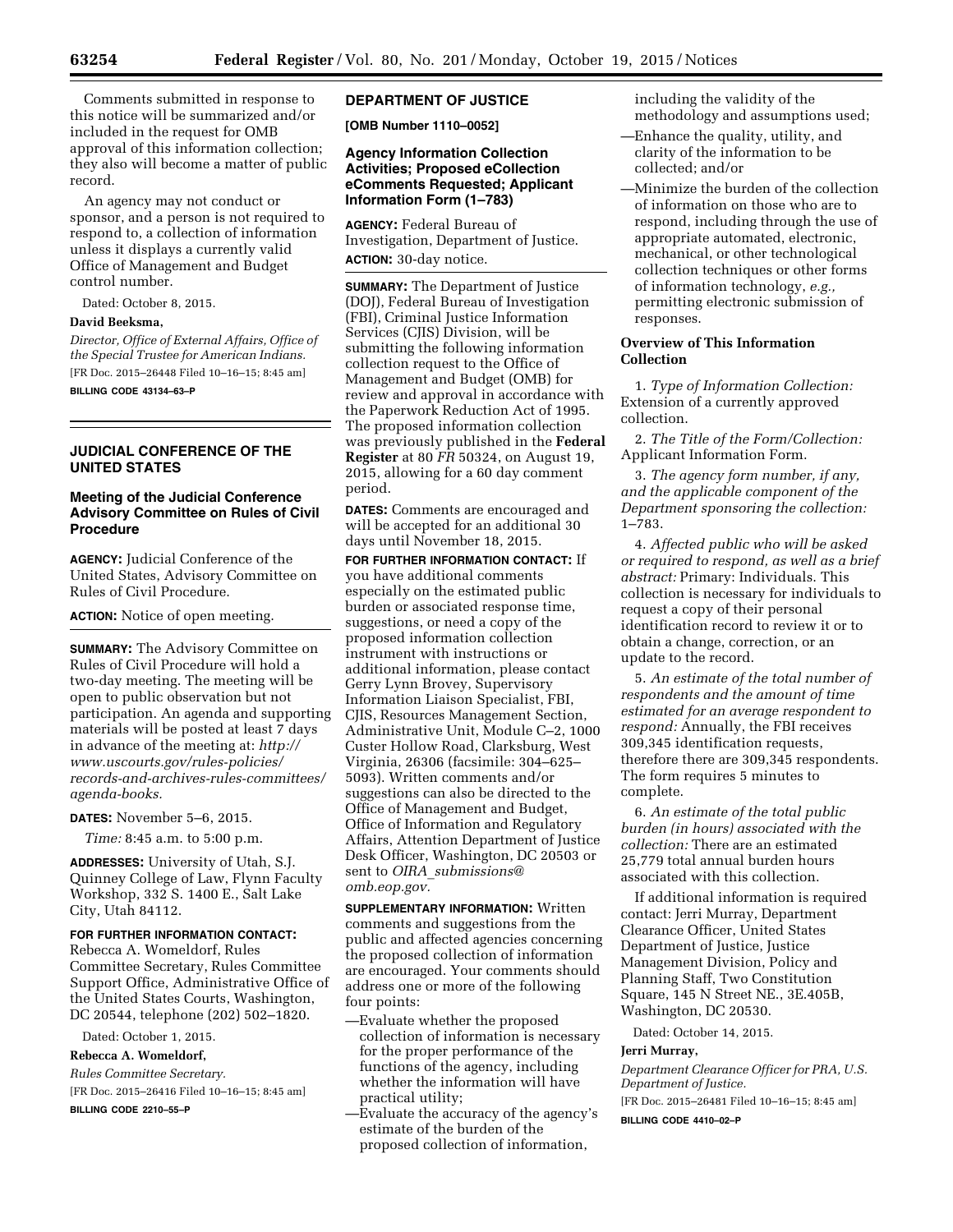Comments submitted in response to this notice will be summarized and/or included in the request for OMB approval of this information collection; they also will become a matter of public record.

An agency may not conduct or sponsor, and a person is not required to respond to, a collection of information unless it displays a currently valid Office of Management and Budget control number.

Dated: October 8, 2015.

**David Beeksma,**

*Director, Office of External Affairs, Office of the Special Trustee for American Indians.*

[FR Doc. 2015–26448 Filed 10–16–15; 8:45 am]

**BILLING CODE 43134–63–P**

---

## JUDICIAL CONFERENCE OF THE UNITED STATES

### Meeting of the Judicial Conference Advisory Committee on Rules of Civil Procedure

**AGENCY:** Judicial Conference of the United States, Advisory Committee on Rules of Civil Procedure.

**ACTION:** Notice of open meeting.

**SUMMARY:** The Advisory Committee on Rules of Civil Procedure will hold a two-day meeting. The meeting will be open to public observation but not participation. An agenda and supporting materials will be posted at least 7 days in advance of the meeting at: *http://www.uscourts.gov/rules-policies/records-and-archives-rules-committees/agenda-books.*

**DATES:** November 5–6, 2015.

*Time:* 8:45 a.m. to 5:00 p.m.

**ADDRESSES:** University of Utah, S.J. Quinney College of Law, Flynn Faculty Workshop, 332 S. 1400 E., Salt Lake City, Utah 84112.

**FOR FURTHER INFORMATION CONTACT:** Rebecca A. Womeldorf, Rules Committee Secretary, Rules Committee Support Office, Administrative Office of the United States Courts, Washington, DC 20544, telephone (202) 502–1820.

Dated: October 1, 2015.

**Rebecca A. Womeldorf,**

*Rules Committee Secretary.*

[FR Doc. 2015–26416 Filed 10–16–15; 8:45 am]

**BILLING CODE 2210–55–P**

---

## DEPARTMENT OF JUSTICE

**[OMB Number 1110–0052]**

### Agency Information Collection Activities; Proposed eCollection eComments Requested; Applicant Information Form (1–783)

**AGENCY:** Federal Bureau of Investigation, Department of Justice.

**ACTION:** 30-day notice.

**SUMMARY:** The Department of Justice (DOJ), Federal Bureau of Investigation (FBI), Criminal Justice Information Services (CJIS) Division, will be submitting the following information collection request to the Office of Management and Budget (OMB) for review and approval in accordance with the Paperwork Reduction Act of 1995. The proposed information collection was previously published in the **Federal Register** at 80 *FR* 50324, on August 19, 2015, allowing for a 60 day comment period.

**DATES:** Comments are encouraged and will be accepted for an additional 30 days until November 18, 2015.

**FOR FURTHER INFORMATION CONTACT:** If you have additional comments especially on the estimated public burden or associated response time, suggestions, or need a copy of the proposed information collection instrument with instructions or additional information, please contact Gerry Lynn Brovey, Supervisory Information Liaison Specialist, FBI, CJIS, Resources Management Section, Administrative Unit, Module C–2, 1000 Custer Hollow Road, Clarksburg, West Virginia, 26306 (facsimile: 304–625–5093). Written comments and/or suggestions can also be directed to the Office of Management and Budget, Office of Information and Regulatory Affairs, Attention Department of Justice Desk Officer, Washington, DC 20503 or sent to *OIRA_submissions@omb.eop.gov.*

**SUPPLEMENTARY INFORMATION:** Written comments and suggestions from the public and affected agencies concerning the proposed collection of information are encouraged. Your comments should address one or more of the following four points:

—Evaluate whether the proposed collection of information is necessary for the proper performance of the functions of the agency, including whether the information will have practical utility;

—Evaluate the accuracy of the agency's estimate of the burden of the proposed collection of information, including the validity of the methodology and assumptions used;

—Enhance the quality, utility, and clarity of the information to be collected; and/or

—Minimize the burden of the collection of information on those who are to respond, including through the use of appropriate automated, electronic, mechanical, or other technological collection techniques or other forms of information technology, *e.g.,* permitting electronic submission of responses.

**Overview of This Information Collection**

1. *Type of Information Collection:* Extension of a currently approved collection.

2. *The Title of the Form/Collection:* Applicant Information Form.

3. *The agency form number, if any, and the applicable component of the Department sponsoring the collection:* 1–783.

4. *Affected public who will be asked or required to respond, as well as a brief abstract:* Primary: Individuals. This collection is necessary for individuals to request a copy of their personal identification record to review it or to obtain a change, correction, or an update to the record.

5. *An estimate of the total number of respondents and the amount of time estimated for an average respondent to respond:* Annually, the FBI receives 309,345 identification requests, therefore there are 309,345 respondents. The form requires 5 minutes to complete.

6. *An estimate of the total public burden (in hours) associated with the collection:* There are an estimated 25,779 total annual burden hours associated with this collection.

If additional information is required contact: Jerri Murray, Department Clearance Officer, United States Department of Justice, Justice Management Division, Policy and Planning Staff, Two Constitution Square, 145 N Street NE., 3E.405B, Washington, DC 20530.

Dated: October 14, 2015.

**Jerri Murray,**

*Department Clearance Officer for PRA, U.S. Department of Justice.*

[FR Doc. 2015–26481 Filed 10–16–15; 8:45 am]

**BILLING CODE 4410–02–P**